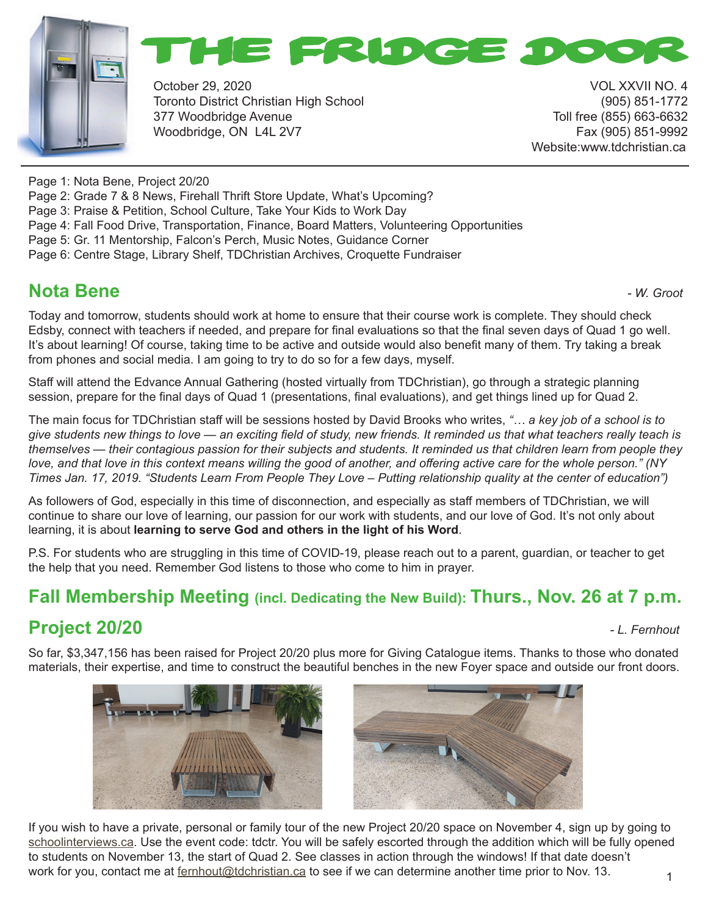# THE FRIDGE DOOR

October 29, 2020
Toronto District Christian High School
377 Woodbridge Avenue
Woodbridge, ON L4L 2V7

VOL XXVII NO. 4
(905) 851-1772
Toll free (855) 663-6632
Fax (905) 851-9992
Website:www.tdchristian.ca

Page 1: Nota Bene, Project 20/20
Page 2: Grade 7 & 8 News, Firehall Thrift Store Update, What's Upcoming?
Page 3: Praise & Petition, School Culture, Take Your Kids to Work Day
Page 4: Fall Food Drive, Transportation, Finance, Board Matters, Volunteering Opportunities
Page 5: Gr. 11 Mentorship, Falcon's Perch, Music Notes, Guidance Corner
Page 6: Centre Stage, Library Shelf, TDChristian Archives, Croquette Fundraiser

## Nota Bene

*- W. Groot*

Today and tomorrow, students should work at home to ensure that their course work is complete. They should check Edsby, connect with teachers if needed, and prepare for final evaluations so that the final seven days of Quad 1 go well. It's about learning! Of course, taking time to be active and outside would also benefit many of them. Try taking a break from phones and social media. I am going to try to do so for a few days, myself.

Staff will attend the Edvance Annual Gathering (hosted virtually from TDChristian), go through a strategic planning session, prepare for the final days of Quad 1 (presentations, final evaluations), and get things lined up for Quad 2.

The main focus for TDChristian staff will be sessions hosted by David Brooks who writes, *"… a key job of a school is to give students new things to love — an exciting field of study, new friends. It reminded us that what teachers really teach is themselves — their contagious passion for their subjects and students. It reminded us that children learn from people they love, and that love in this context means willing the good of another, and offering active care for the whole person." (NY Times Jan. 17, 2019. "Students Learn From People They Love – Putting relationship quality at the center of education")*

As followers of God, especially in this time of disconnection, and especially as staff members of TDChristian, we will continue to share our love of learning, our passion for our work with students, and our love of God. It's not only about learning, it is about **learning to serve God and others in the light of his Word**.

P.S. For students who are struggling in this time of COVID-19, please reach out to a parent, guardian, or teacher to get the help that you need. Remember God listens to those who come to him in prayer.

## Fall Membership Meeting (incl. Dedicating the New Build): Thurs., Nov. 26 at 7 p.m.

## Project 20/20

*- L. Fernhout*

So far, $3,347,156 has been raised for Project 20/20 plus more for Giving Catalogue items. Thanks to those who donated materials, their expertise, and time to construct the beautiful benches in the new Foyer space and outside our front doors.

If you wish to have a private, personal or family tour of the new Project 20/20 space on November 4, sign up by going to schoolinterviews.ca. Use the event code: tdctr. You will be safely escorted through the addition which will be fully opened to students on November 13, the start of Quad 2. See classes in action through the windows! If that date doesn't work for you, contact me at fernhout@tdchristian.ca to see if we can determine another time prior to Nov. 13.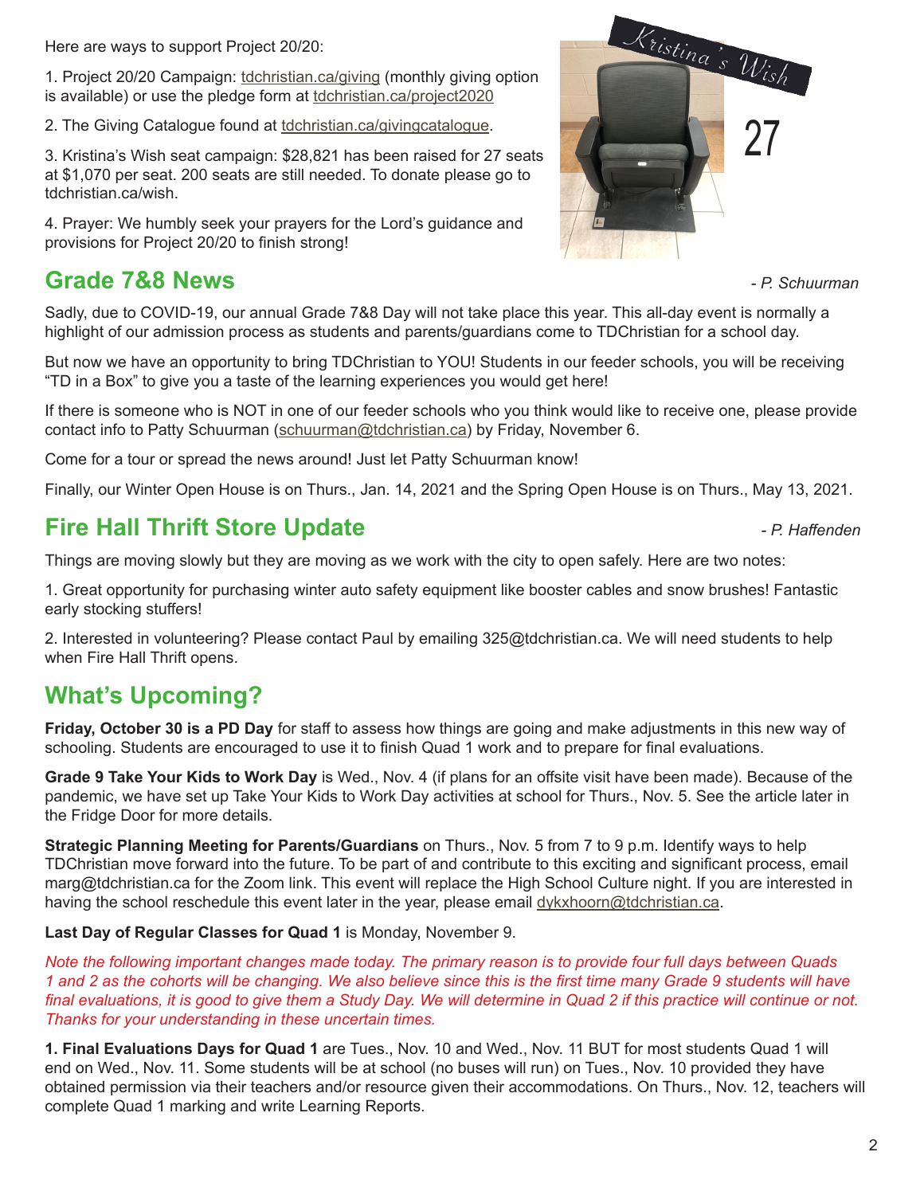Here are ways to support Project 20/20:

1. Project 20/20 Campaign: tdchristian.ca/giving (monthly giving option is available) or use the pledge form at tdchristian.ca/project2020
2. The Giving Catalogue found at tdchristian.ca/givingcatalogue.
3. Kristina's Wish seat campaign: $28,821 has been raised for 27 seats at $1,070 per seat. 200 seats are still needed. To donate please go to tdchristian.ca/wish.
4. Prayer: We humbly seek your prayers for the Lord's guidance and provisions for Project 20/20 to finish strong!

Kristina's Wish

27

## Grade 7&8 News

*- P. Schuurman*

Sadly, due to COVID-19, our annual Grade 7&8 Day will not take place this year. This all-day event is normally a highlight of our admission process as students and parents/guardians come to TDChristian for a school day.

But now we have an opportunity to bring TDChristian to YOU! Students in our feeder schools, you will be receiving "TD in a Box" to give you a taste of the learning experiences you would get here!

If there is someone who is NOT in one of our feeder schools who you think would like to receive one, please provide contact info to Patty Schuurman (schuurman@tdchristian.ca) by Friday, November 6.

Come for a tour or spread the news around! Just let Patty Schuurman know!

Finally, our Winter Open House is on Thurs., Jan. 14, 2021 and the Spring Open House is on Thurs., May 13, 2021.

## Fire Hall Thrift Store Update

*- P. Haffenden*

Things are moving slowly but they are moving as we work with the city to open safely. Here are two notes:

1. Great opportunity for purchasing winter auto safety equipment like booster cables and snow brushes! Fantastic early stocking stuffers!
2. Interested in volunteering? Please contact Paul by emailing 325@tdchristian.ca. We will need students to help when Fire Hall Thrift opens.

## What's Upcoming?

**Friday, October 30 is a PD Day** for staff to assess how things are going and make adjustments in this new way of schooling. Students are encouraged to use it to finish Quad 1 work and to prepare for final evaluations.

**Grade 9 Take Your Kids to Work Day** is Wed., Nov. 4 (if plans for an offsite visit have been made). Because of the pandemic, we have set up Take Your Kids to Work Day activities at school for Thurs., Nov. 5. See the article later in the Fridge Door for more details.

**Strategic Planning Meeting for Parents/Guardians** on Thurs., Nov. 5 from 7 to 9 p.m. Identify ways to help TDChristian move forward into the future. To be part of and contribute to this exciting and significant process, email marg@tdchristian.ca for the Zoom link. This event will replace the High School Culture night. If you are interested in having the school reschedule this event later in the year, please email dykxhoorn@tdchristian.ca.

**Last Day of Regular Classes for Quad 1** is Monday, November 9.

*Note the following important changes made today. The primary reason is to provide four full days between Quads 1 and 2 as the cohorts will be changing. We also believe since this is the first time many Grade 9 students will have final evaluations, it is good to give them a Study Day. We will determine in Quad 2 if this practice will continue or not. Thanks for your understanding in these uncertain times.*

**1. Final Evaluations Days for Quad 1** are Tues., Nov. 10 and Wed., Nov. 11 BUT for most students Quad 1 will end on Wed., Nov. 11. Some students will be at school (no buses will run) on Tues., Nov. 10 provided they have obtained permission via their teachers and/or resource given their accommodations. On Thurs., Nov. 12, teachers will complete Quad 1 marking and write Learning Reports.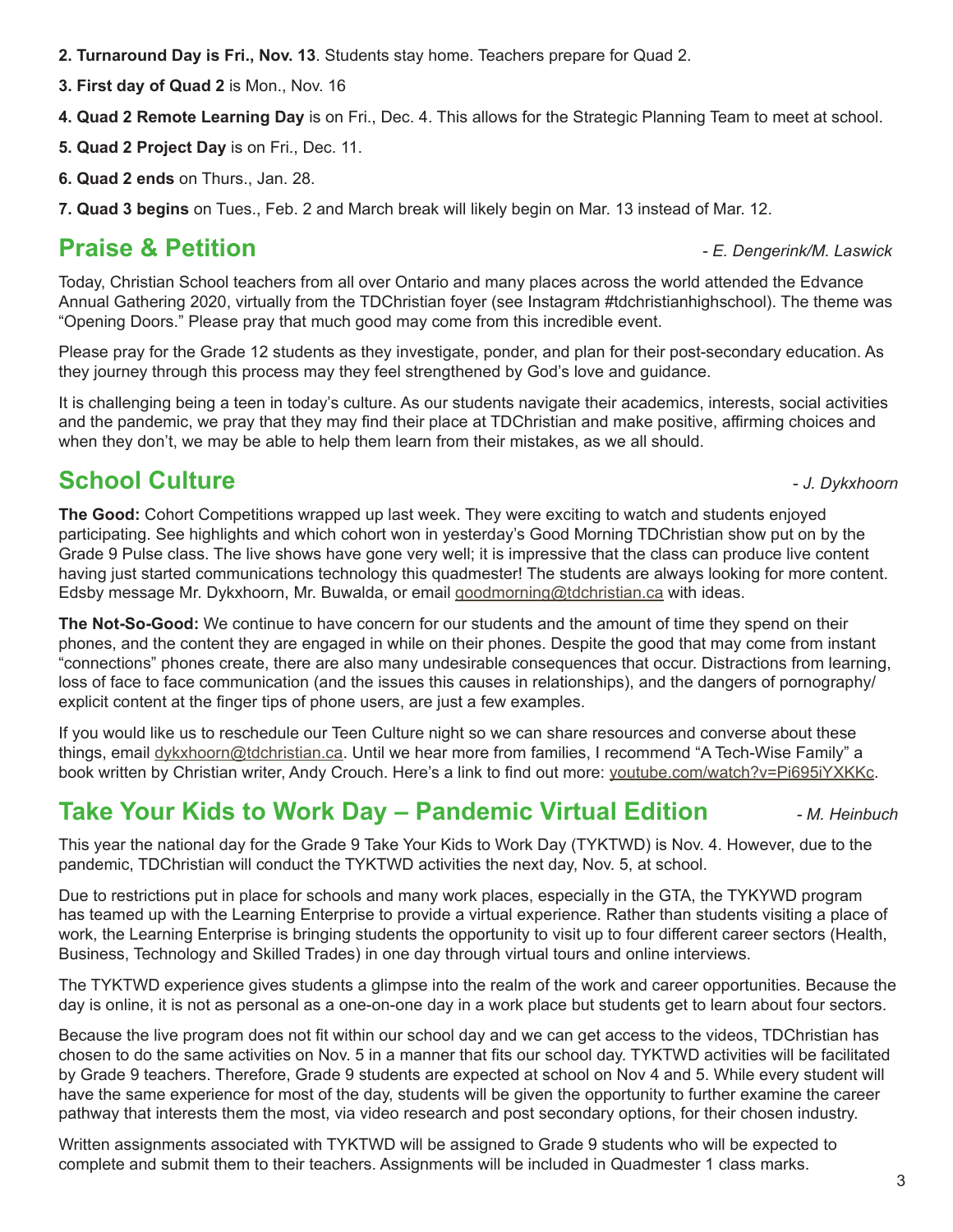2. **Turnaround Day is Fri., Nov. 13**. Students stay home. Teachers prepare for Quad 2.

3. **First day of Quad 2** is Mon., Nov. 16

4. **Quad 2 Remote Learning Day** is on Fri., Dec. 4. This allows for the Strategic Planning Team to meet at school.

5. **Quad 2 Project Day** is on Fri., Dec. 11.

6. **Quad 2 ends** on Thurs., Jan. 28.

7. **Quad 3 begins** on Tues., Feb. 2 and March break will likely begin on Mar. 13 instead of Mar. 12.

## Praise & Petition

*- E. Dengerink/M. Laswick*

Today, Christian School teachers from all over Ontario and many places across the world attended the Edvance Annual Gathering 2020, virtually from the TDChristian foyer (see Instagram #tdchristianhighschool). The theme was "Opening Doors." Please pray that much good may come from this incredible event.

Please pray for the Grade 12 students as they investigate, ponder, and plan for their post-secondary education. As they journey through this process may they feel strengthened by God's love and guidance.

It is challenging being a teen in today's culture. As our students navigate their academics, interests, social activities and the pandemic, we pray that they may find their place at TDChristian and make positive, affirming choices and when they don't, we may be able to help them learn from their mistakes, as we all should.

## School Culture

*- J. Dykxhoorn*

**The Good:** Cohort Competitions wrapped up last week. They were exciting to watch and students enjoyed participating. See highlights and which cohort won in yesterday's Good Morning TDChristian show put on by the Grade 9 Pulse class. The live shows have gone very well; it is impressive that the class can produce live content having just started communications technology this quadmester! The students are always looking for more content. Edsby message Mr. Dykxhoorn, Mr. Buwalda, or email goodmorning@tdchristian.ca with ideas.

**The Not-So-Good:** We continue to have concern for our students and the amount of time they spend on their phones, and the content they are engaged in while on their phones. Despite the good that may come from instant "connections" phones create, there are also many undesirable consequences that occur. Distractions from learning, loss of face to face communication (and the issues this causes in relationships), and the dangers of pornography/ explicit content at the finger tips of phone users, are just a few examples.

If you would like us to reschedule our Teen Culture night so we can share resources and converse about these things, email dykxhoorn@tdchristian.ca. Until we hear more from families, I recommend "A Tech-Wise Family" a book written by Christian writer, Andy Crouch. Here's a link to find out more: youtube.com/watch?v=Pi695iYXKKc.

## Take Your Kids to Work Day – Pandemic Virtual Edition

*- M. Heinbuch*

This year the national day for the Grade 9 Take Your Kids to Work Day (TYKTWD) is Nov. 4. However, due to the pandemic, TDChristian will conduct the TYKTWD activities the next day, Nov. 5, at school.

Due to restrictions put in place for schools and many work places, especially in the GTA, the TYKYWD program has teamed up with the Learning Enterprise to provide a virtual experience. Rather than students visiting a place of work, the Learning Enterprise is bringing students the opportunity to visit up to four different career sectors (Health, Business, Technology and Skilled Trades) in one day through virtual tours and online interviews.

The TYKTWD experience gives students a glimpse into the realm of the work and career opportunities. Because the day is online, it is not as personal as a one-on-one day in a work place but students get to learn about four sectors.

Because the live program does not fit within our school day and we can get access to the videos, TDChristian has chosen to do the same activities on Nov. 5 in a manner that fits our school day. TYKTWD activities will be facilitated by Grade 9 teachers. Therefore, Grade 9 students are expected at school on Nov 4 and 5. While every student will have the same experience for most of the day, students will be given the opportunity to further examine the career pathway that interests them the most, via video research and post secondary options, for their chosen industry.

Written assignments associated with TYKTWD will be assigned to Grade 9 students who will be expected to complete and submit them to their teachers. Assignments will be included in Quadmester 1 class marks.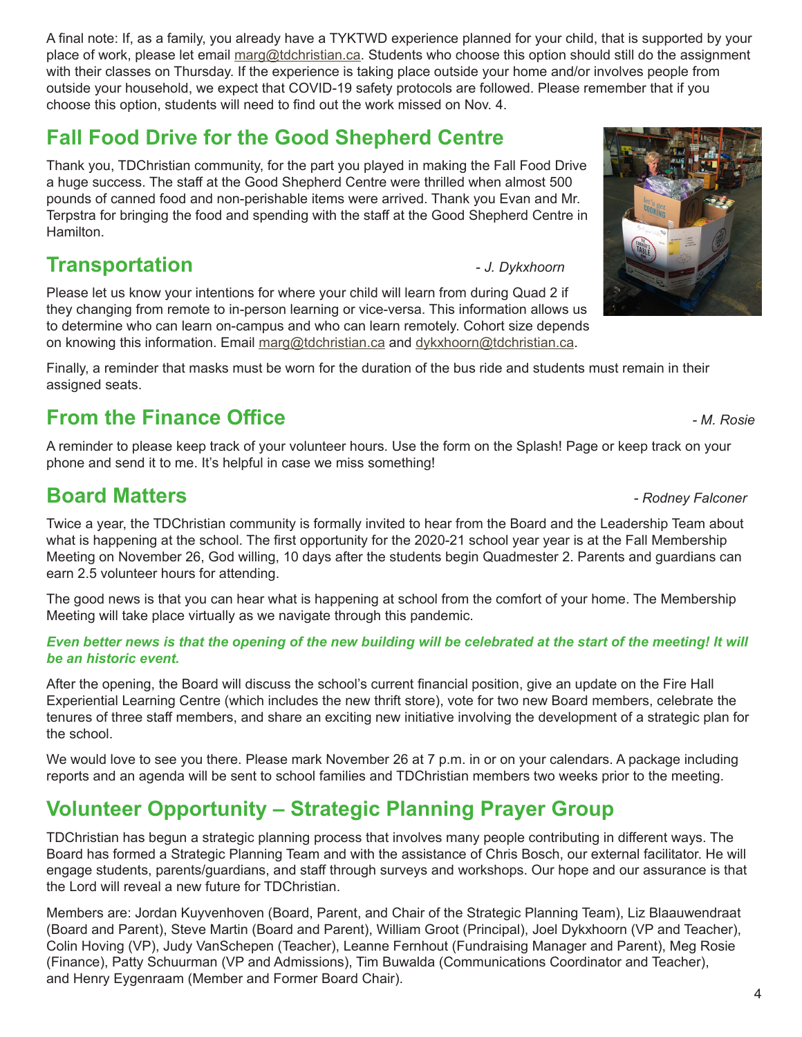A final note: If, as a family, you already have a TYKTWD experience planned for your child, that is supported by your place of work, please let email marg@tdchristian.ca. Students who choose this option should still do the assignment with their classes on Thursday. If the experience is taking place outside your home and/or involves people from outside your household, we expect that COVID-19 safety protocols are followed. Please remember that if you choose this option, students will need to find out the work missed on Nov. 4.

## Fall Food Drive for the Good Shepherd Centre

Thank you, TDChristian community, for the part you played in making the Fall Food Drive a huge success. The staff at the Good Shepherd Centre were thrilled when almost 500 pounds of canned food and non-perishable items were arrived. Thank you Evan and Mr. Terpstra for bringing the food and spending with the staff at the Good Shepherd Centre in Hamilton.

## Transportation

*- J. Dykxhoorn*

Please let us know your intentions for where your child will learn from during Quad 2 if they changing from remote to in-person learning or vice-versa. This information allows us to determine who can learn on-campus and who can learn remotely. Cohort size depends on knowing this information. Email marg@tdchristian.ca and dykxhoorn@tdchristian.ca.

Finally, a reminder that masks must be worn for the duration of the bus ride and students must remain in their assigned seats.

## From the Finance Office

*- M. Rosie*

A reminder to please keep track of your volunteer hours. Use the form on the Splash! Page or keep track on your phone and send it to me. It's helpful in case we miss something!

## Board Matters

*- Rodney Falconer*

Twice a year, the TDChristian community is formally invited to hear from the Board and the Leadership Team about what is happening at the school. The first opportunity for the 2020-21 school year year is at the Fall Membership Meeting on November 26, God willing, 10 days after the students begin Quadmester 2. Parents and guardians can earn 2.5 volunteer hours for attending.

The good news is that you can hear what is happening at school from the comfort of your home. The Membership Meeting will take place virtually as we navigate through this pandemic.

***Even better news is that the opening of the new building will be celebrated at the start of the meeting! It will be an historic event.***

After the opening, the Board will discuss the school's current financial position, give an update on the Fire Hall Experiential Learning Centre (which includes the new thrift store), vote for two new Board members, celebrate the tenures of three staff members, and share an exciting new initiative involving the development of a strategic plan for the school.

We would love to see you there. Please mark November 26 at 7 p.m. in or on your calendars. A package including reports and an agenda will be sent to school families and TDChristian members two weeks prior to the meeting.

## Volunteer Opportunity – Strategic Planning Prayer Group

TDChristian has begun a strategic planning process that involves many people contributing in different ways. The Board has formed a Strategic Planning Team and with the assistance of Chris Bosch, our external facilitator. He will engage students, parents/guardians, and staff through surveys and workshops. Our hope and our assurance is that the Lord will reveal a new future for TDChristian.

Members are: Jordan Kuyvenhoven (Board, Parent, and Chair of the Strategic Planning Team), Liz Blaauwendraat (Board and Parent), Steve Martin (Board and Parent), William Groot (Principal), Joel Dykxhoorn (VP and Teacher), Colin Hoving (VP), Judy VanSchepen (Teacher), Leanne Fernhout (Fundraising Manager and Parent), Meg Rosie (Finance), Patty Schuurman (VP and Admissions), Tim Buwalda (Communications Coordinator and Teacher), and Henry Eygenraam (Member and Former Board Chair).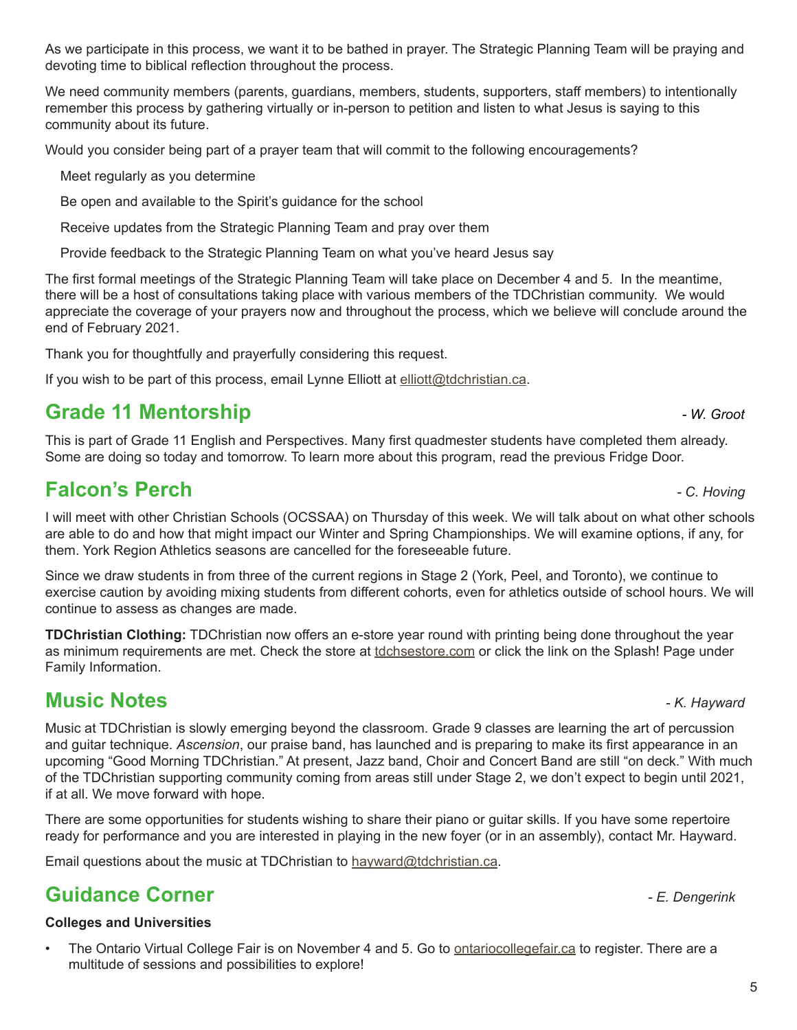As we participate in this process, we want it to be bathed in prayer. The Strategic Planning Team will be praying and devoting time to biblical reflection throughout the process.

We need community members (parents, guardians, members, students, supporters, staff members) to intentionally remember this process by gathering virtually or in-person to petition and listen to what Jesus is saying to this community about its future.

Would you consider being part of a prayer team that will commit to the following encouragements?

- Meet regularly as you determine
- Be open and available to the Spirit's guidance for the school
- Receive updates from the Strategic Planning Team and pray over them
- Provide feedback to the Strategic Planning Team on what you've heard Jesus say

The first formal meetings of the Strategic Planning Team will take place on December 4 and 5. In the meantime, there will be a host of consultations taking place with various members of the TDChristian community. We would appreciate the coverage of your prayers now and throughout the process, which we believe will conclude around the end of February 2021.

Thank you for thoughtfully and prayerfully considering this request.

If you wish to be part of this process, email Lynne Elliott at elliott@tdchristian.ca.

## Grade 11 Mentorship

*- W. Groot*

This is part of Grade 11 English and Perspectives. Many first quadmester students have completed them already. Some are doing so today and tomorrow. To learn more about this program, read the previous Fridge Door.

## Falcon's Perch

*- C. Hoving*

I will meet with other Christian Schools (OCSSAA) on Thursday of this week. We will talk about on what other schools are able to do and how that might impact our Winter and Spring Championships. We will examine options, if any, for them. York Region Athletics seasons are cancelled for the foreseeable future.

Since we draw students in from three of the current regions in Stage 2 (York, Peel, and Toronto), we continue to exercise caution by avoiding mixing students from different cohorts, even for athletics outside of school hours. We will continue to assess as changes are made.

**TDChristian Clothing:** TDChristian now offers an e-store year round with printing being done throughout the year as minimum requirements are met. Check the store at tdchsestore.com or click the link on the Splash! Page under Family Information.

## Music Notes

*- K. Hayward*

Music at TDChristian is slowly emerging beyond the classroom. Grade 9 classes are learning the art of percussion and guitar technique. *Ascension*, our praise band, has launched and is preparing to make its first appearance in an upcoming "Good Morning TDChristian." At present, Jazz band, Choir and Concert Band are still "on deck." With much of the TDChristian supporting community coming from areas still under Stage 2, we don't expect to begin until 2021, if at all. We move forward with hope.

There are some opportunities for students wishing to share their piano or guitar skills. If you have some repertoire ready for performance and you are interested in playing in the new foyer (or in an assembly), contact Mr. Hayward.

Email questions about the music at TDChristian to hayward@tdchristian.ca.

## Guidance Corner

*- E. Dengerink*

**Colleges and Universities**

- The Ontario Virtual College Fair is on November 4 and 5. Go to ontariocollegefair.ca to register. There are a multitude of sessions and possibilities to explore!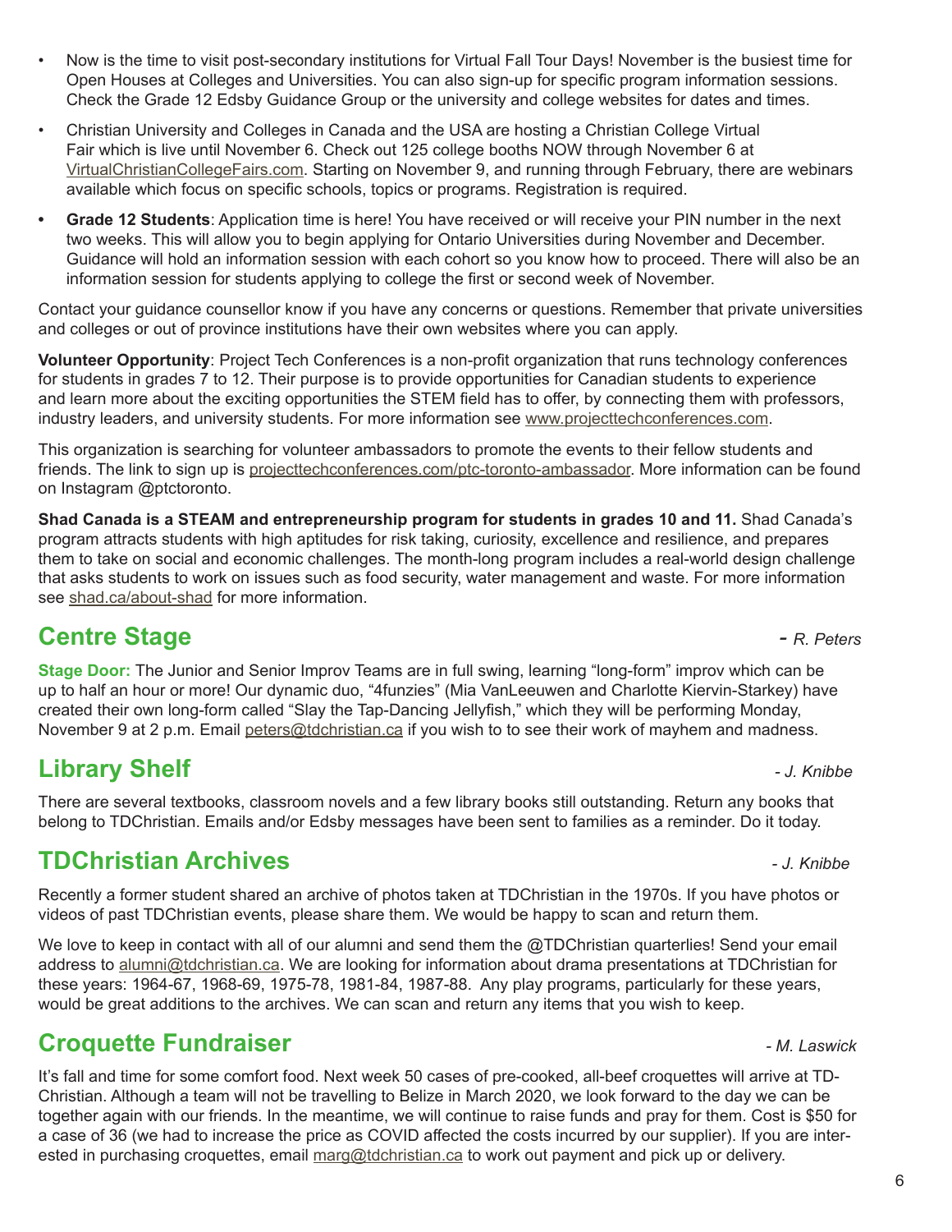- Now is the time to visit post-secondary institutions for Virtual Fall Tour Days! November is the busiest time for Open Houses at Colleges and Universities. You can also sign-up for specific program information sessions. Check the Grade 12 Edsby Guidance Group or the university and college websites for dates and times.
- Christian University and Colleges in Canada and the USA are hosting a Christian College Virtual Fair which is live until November 6. Check out 125 college booths NOW through November 6 at VirtualChristianCollegeFairs.com. Starting on November 9, and running through February, there are webinars available which focus on specific schools, topics or programs. Registration is required.
- **Grade 12 Students**: Application time is here! You have received or will receive your PIN number in the next two weeks. This will allow you to begin applying for Ontario Universities during November and December. Guidance will hold an information session with each cohort so you know how to proceed. There will also be an information session for students applying to college the first or second week of November.

Contact your guidance counsellor know if you have any concerns or questions. Remember that private universities and colleges or out of province institutions have their own websites where you can apply.

**Volunteer Opportunity**: Project Tech Conferences is a non-profit organization that runs technology conferences for students in grades 7 to 12. Their purpose is to provide opportunities for Canadian students to experience and learn more about the exciting opportunities the STEM field has to offer, by connecting them with professors, industry leaders, and university students. For more information see www.projecttechconferences.com.

This organization is searching for volunteer ambassadors to promote the events to their fellow students and friends. The link to sign up is projecttechconferences.com/ptc-toronto-ambassador. More information can be found on Instagram @ptctoronto.

**Shad Canada is a STEAM and entrepreneurship program for students in grades 10 and 11.** Shad Canada's program attracts students with high aptitudes for risk taking, curiosity, excellence and resilience, and prepares them to take on social and economic challenges. The month-long program includes a real-world design challenge that asks students to work on issues such as food security, water management and waste. For more information see shad.ca/about-shad for more information.

## Centre Stage

*- R. Peters*

**Stage Door:** The Junior and Senior Improv Teams are in full swing, learning "long-form" improv which can be up to half an hour or more! Our dynamic duo, "4funzies" (Mia VanLeeuwen and Charlotte Kiervin-Starkey) have created their own long-form called "Slay the Tap-Dancing Jellyfish," which they will be performing Monday, November 9 at 2 p.m. Email peters@tdchristian.ca if you wish to to see their work of mayhem and madness.

## Library Shelf

*- J. Knibbe*

There are several textbooks, classroom novels and a few library books still outstanding. Return any books that belong to TDChristian. Emails and/or Edsby messages have been sent to families as a reminder. Do it today.

## TDChristian Archives

*- J. Knibbe*

Recently a former student shared an archive of photos taken at TDChristian in the 1970s. If you have photos or videos of past TDChristian events, please share them. We would be happy to scan and return them.

We love to keep in contact with all of our alumni and send them the @TDChristian quarterlies! Send your email address to alumni@tdchristian.ca. We are looking for information about drama presentations at TDChristian for these years: 1964-67, 1968-69, 1975-78, 1981-84, 1987-88. Any play programs, particularly for these years, would be great additions to the archives. We can scan and return any items that you wish to keep.

## Croquette Fundraiser

*- M. Laswick*

It's fall and time for some comfort food. Next week 50 cases of pre-cooked, all-beef croquettes will arrive at TD-Christian. Although a team will not be travelling to Belize in March 2020, we look forward to the day we can be together again with our friends. In the meantime, we will continue to raise funds and pray for them. Cost is $50 for a case of 36 (we had to increase the price as COVID affected the costs incurred by our supplier). If you are interested in purchasing croquettes, email marg@tdchristian.ca to work out payment and pick up or delivery.